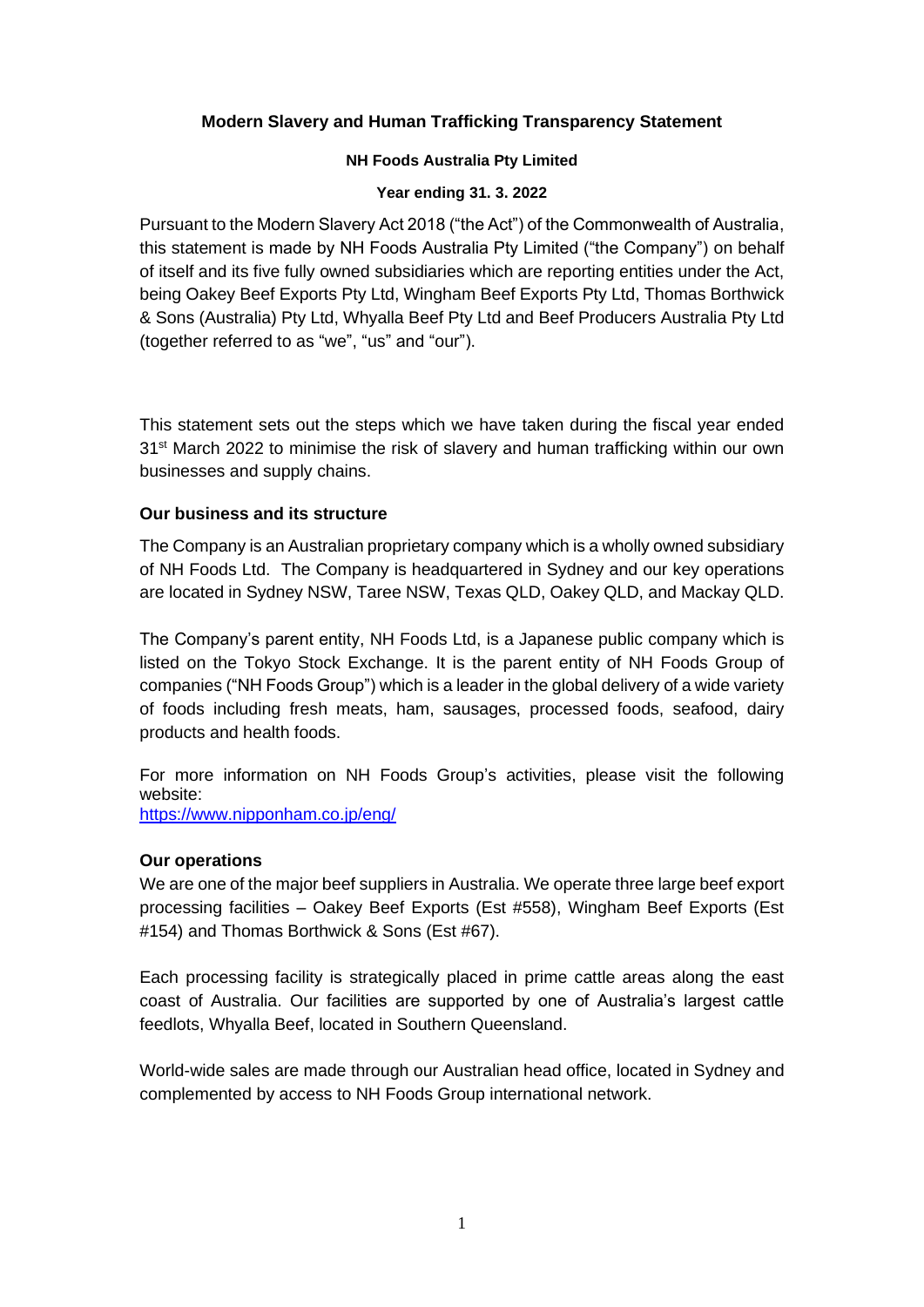# Modern Slavery and Human Trafficking Transparency Statement

**NH Foods Australia Pty Limited**

**Year ending 31. 3. 2022**

Pursuant to the Modern Slavery Act 2018 ("the Act") of the Commonwealth of Australia, this statement is made by NH Foods Australia Pty Limited ("the Company") on behalf of itself and its five fully owned subsidiaries which are reporting entities under the Act, being Oakey Beef Exports Pty Ltd, Wingham Beef Exports Pty Ltd, Thomas Borthwick & Sons (Australia) Pty Ltd, Whyalla Beef Pty Ltd and Beef Producers Australia Pty Ltd (together referred to as "we", "us" and "our").

This statement sets out the steps which we have taken during the fiscal year ended 31st March 2022 to minimise the risk of slavery and human trafficking within our own businesses and supply chains.

## Our business and its structure

The Company is an Australian proprietary company which is a wholly owned subsidiary of NH Foods Ltd. The Company is headquartered in Sydney and our key operations are located in Sydney NSW, Taree NSW, Texas QLD, Oakey QLD, and Mackay QLD.

The Company's parent entity, NH Foods Ltd, is a Japanese public company which is listed on the Tokyo Stock Exchange. It is the parent entity of NH Foods Group of companies ("NH Foods Group") which is a leader in the global delivery of a wide variety of foods including fresh meats, ham, sausages, processed foods, seafood, dairy products and health foods.

For more information on NH Foods Group's activities, please visit the following website:
https://www.nipponham.co.jp/eng/

## Our operations

We are one of the major beef suppliers in Australia. We operate three large beef export processing facilities – Oakey Beef Exports (Est #558), Wingham Beef Exports (Est #154) and Thomas Borthwick & Sons (Est #67).

Each processing facility is strategically placed in prime cattle areas along the east coast of Australia. Our facilities are supported by one of Australia's largest cattle feedlots, Whyalla Beef, located in Southern Queensland.

World-wide sales are made through our Australian head office, located in Sydney and complemented by access to NH Foods Group international network.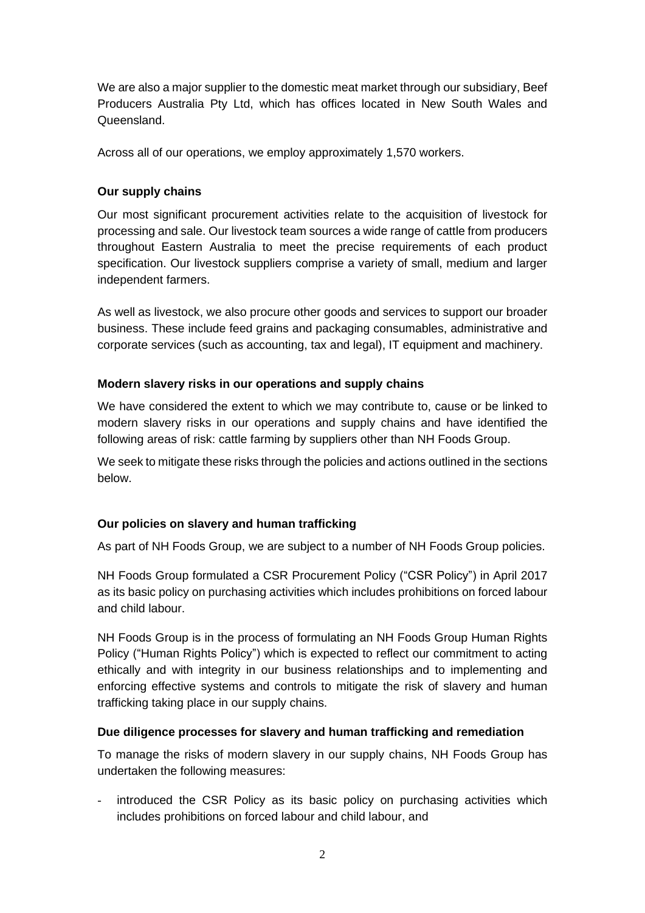We are also a major supplier to the domestic meat market through our subsidiary, Beef Producers Australia Pty Ltd, which has offices located in New South Wales and Queensland.

Across all of our operations, we employ approximately 1,570 workers.

**Our supply chains**

Our most significant procurement activities relate to the acquisition of livestock for processing and sale. Our livestock team sources a wide range of cattle from producers throughout Eastern Australia to meet the precise requirements of each product specification. Our livestock suppliers comprise a variety of small, medium and larger independent farmers.

As well as livestock, we also procure other goods and services to support our broader business. These include feed grains and packaging consumables, administrative and corporate services (such as accounting, tax and legal), IT equipment and machinery.

**Modern slavery risks in our operations and supply chains**

We have considered the extent to which we may contribute to, cause or be linked to modern slavery risks in our operations and supply chains and have identified the following areas of risk: cattle farming by suppliers other than NH Foods Group.

We seek to mitigate these risks through the policies and actions outlined in the sections below.

**Our policies on slavery and human trafficking**

As part of NH Foods Group, we are subject to a number of NH Foods Group policies.

NH Foods Group formulated a CSR Procurement Policy ("CSR Policy") in April 2017 as its basic policy on purchasing activities which includes prohibitions on forced labour and child labour.

NH Foods Group is in the process of formulating an NH Foods Group Human Rights Policy ("Human Rights Policy") which is expected to reflect our commitment to acting ethically and with integrity in our business relationships and to implementing and enforcing effective systems and controls to mitigate the risk of slavery and human trafficking taking place in our supply chains.

**Due diligence processes for slavery and human trafficking and remediation**

To manage the risks of modern slavery in our supply chains, NH Foods Group has undertaken the following measures:

- introduced the CSR Policy as its basic policy on purchasing activities which includes prohibitions on forced labour and child labour, and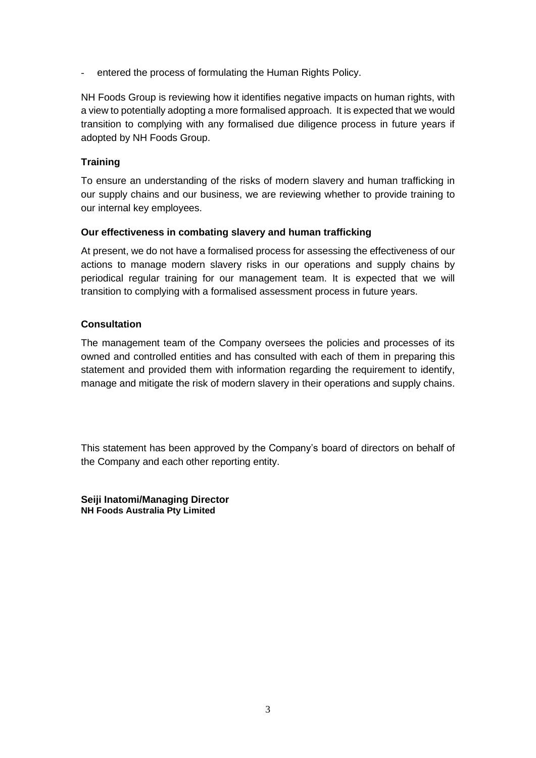- entered the process of formulating the Human Rights Policy.

NH Foods Group is reviewing how it identifies negative impacts on human rights, with a view to potentially adopting a more formalised approach. It is expected that we would transition to complying with any formalised due diligence process in future years if adopted by NH Foods Group.

### Training

To ensure an understanding of the risks of modern slavery and human trafficking in our supply chains and our business, we are reviewing whether to provide training to our internal key employees.

### Our effectiveness in combating slavery and human trafficking

At present, we do not have a formalised process for assessing the effectiveness of our actions to manage modern slavery risks in our operations and supply chains by periodical regular training for our management team. It is expected that we will transition to complying with a formalised assessment process in future years.

### Consultation

The management team of the Company oversees the policies and processes of its owned and controlled entities and has consulted with each of them in preparing this statement and provided them with information regarding the requirement to identify, manage and mitigate the risk of modern slavery in their operations and supply chains.

This statement has been approved by the Company's board of directors on behalf of the Company and each other reporting entity.

**Seiji Inatomi/Managing Director**
**NH Foods Australia Pty Limited**